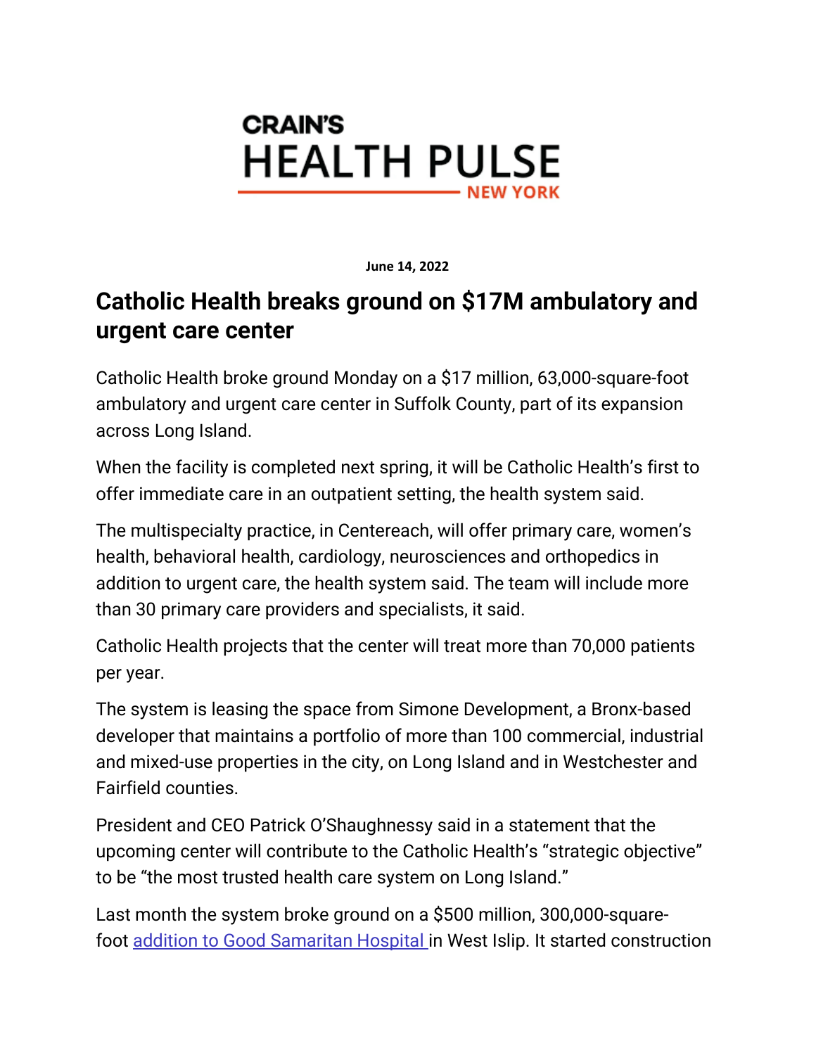**CRAIN'S HEALTH PULSE NEW YORK**

**June 14, 2022**

# Catholic Health breaks ground on $17M ambulatory and urgent care center

Catholic Health broke ground Monday on a $17 million, 63,000-square-foot ambulatory and urgent care center in Suffolk County, part of its expansion across Long Island.

When the facility is completed next spring, it will be Catholic Health's first to offer immediate care in an outpatient setting, the health system said.

The multispecialty practice, in Centereach, will offer primary care, women's health, behavioral health, cardiology, neurosciences and orthopedics in addition to urgent care, the health system said. The team will include more than 30 primary care providers and specialists, it said.

Catholic Health projects that the center will treat more than 70,000 patients per year.

The system is leasing the space from Simone Development, a Bronx-based developer that maintains a portfolio of more than 100 commercial, industrial and mixed-use properties in the city, on Long Island and in Westchester and Fairfield counties.

President and CEO Patrick O'Shaughnessy said in a statement that the upcoming center will contribute to the Catholic Health's "strategic objective" to be "the most trusted health care system on Long Island."

Last month the system broke ground on a $500 million, 300,000-square-foot addition to Good Samaritan Hospital in West Islip. It started construction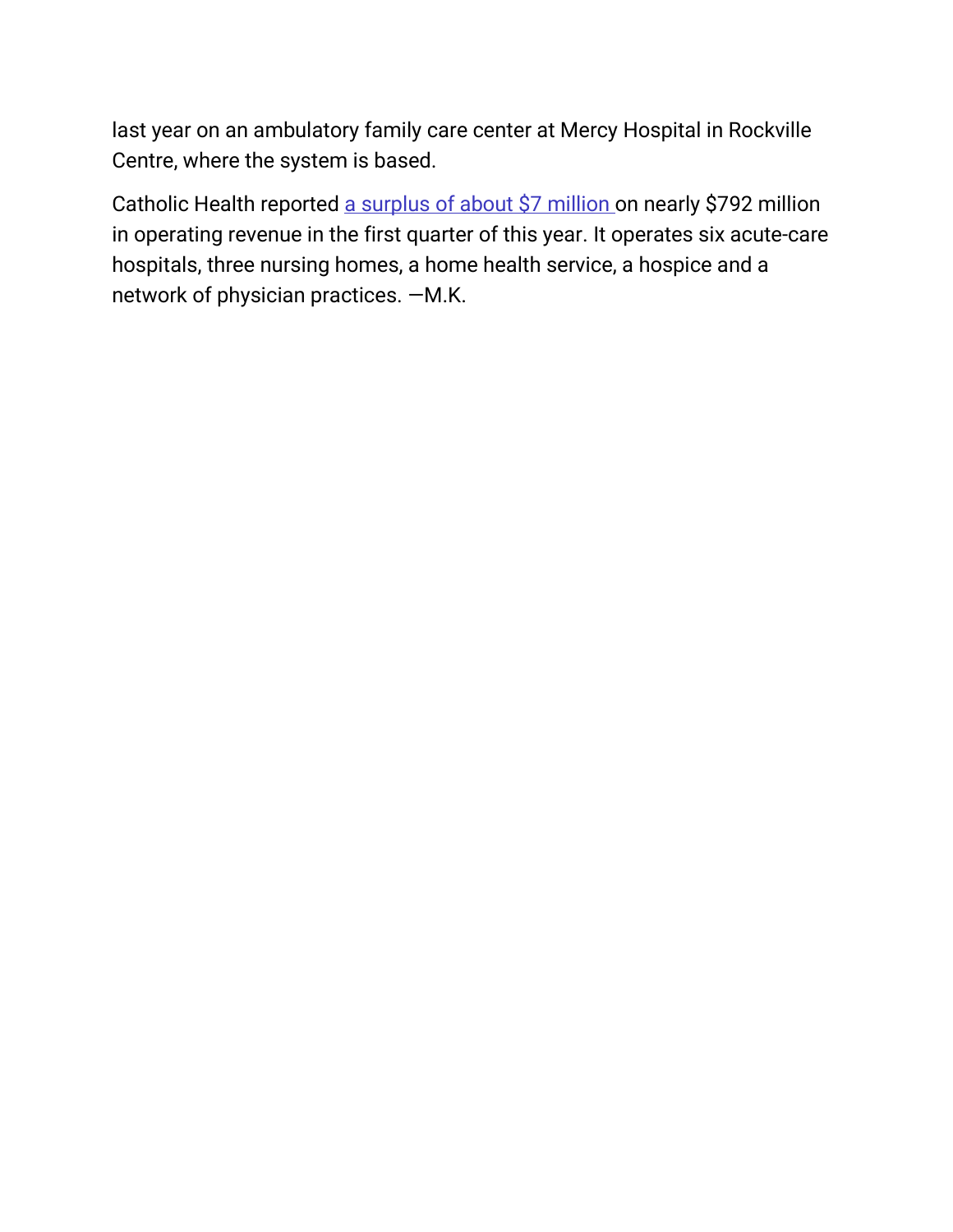last year on an ambulatory family care center at Mercy Hospital in Rockville Centre, where the system is based.

Catholic Health reported a surplus of about $7 million on nearly $792 million in operating revenue in the first quarter of this year. It operates six acute-care hospitals, three nursing homes, a home health service, a hospice and a network of physician practices. —M.K.